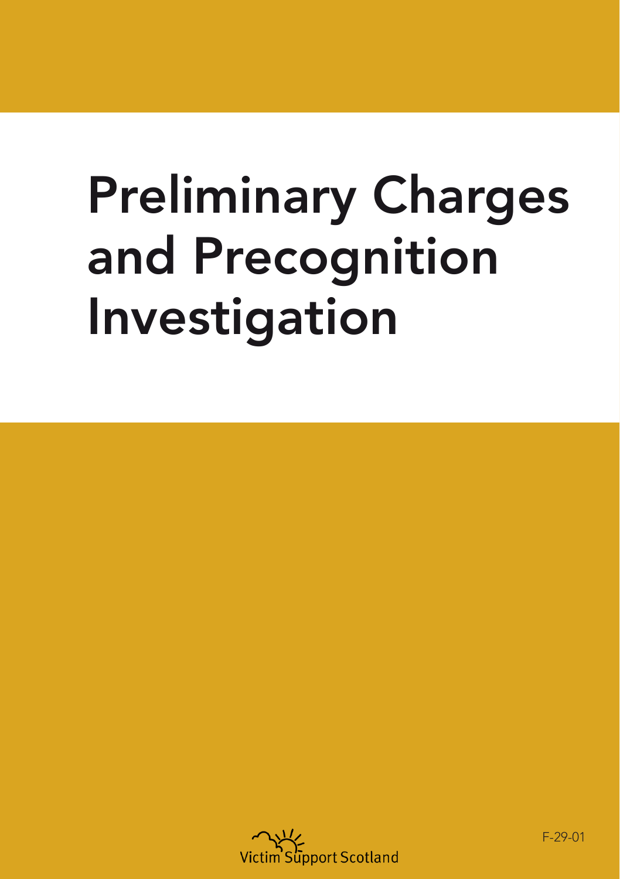# Preliminary Charges and Precognition Investigation

Victim Support Scotland

F-29-01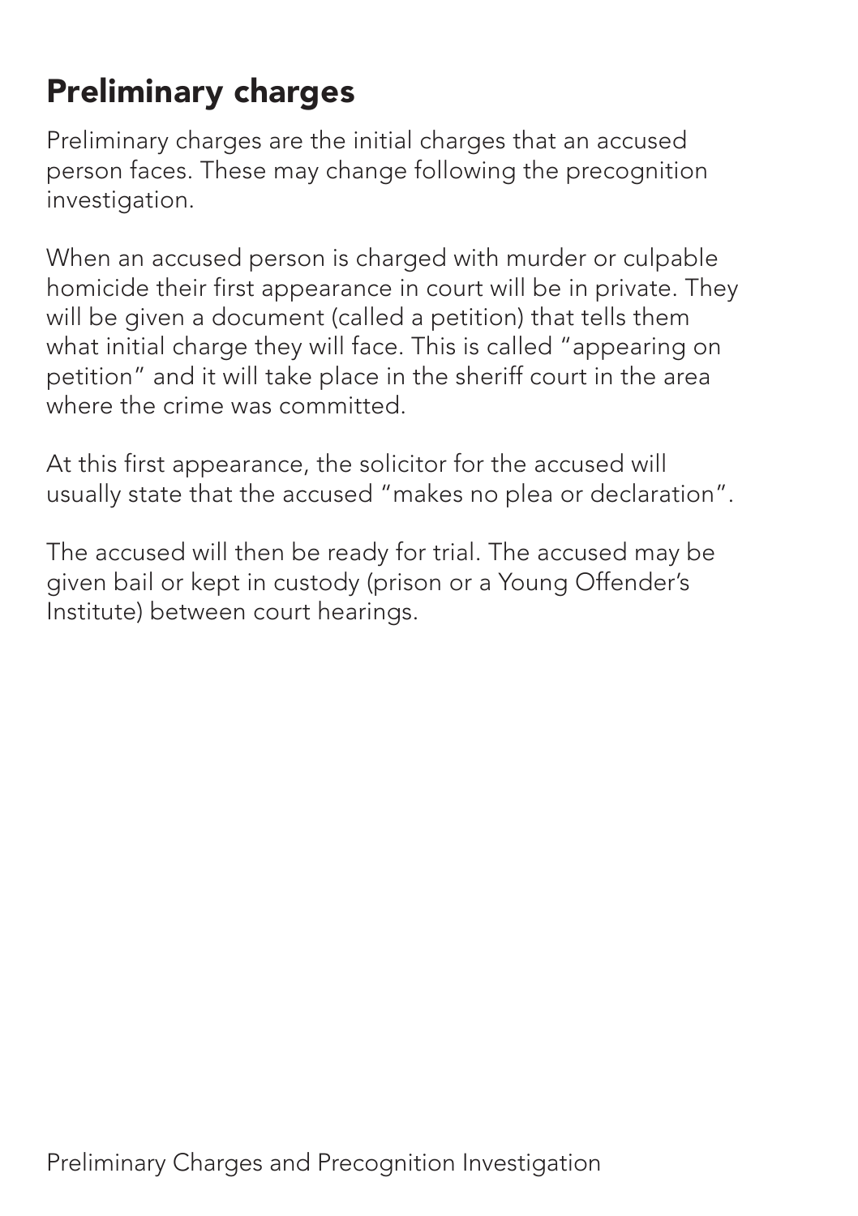## Preliminary charges

Preliminary charges are the initial charges that an accused person faces. These may change following the precognition investigation.

When an accused person is charged with murder or culpable homicide their first appearance in court will be in private. They will be given a document (called a petition) that tells them what initial charge they will face. This is called "appearing on petition" and it will take place in the sheriff court in the area where the crime was committed.

At this first appearance, the solicitor for the accused will usually state that the accused "makes no plea or declaration".

The accused will then be ready for trial. The accused may be given bail or kept in custody (prison or a Young Offender's Institute) between court hearings.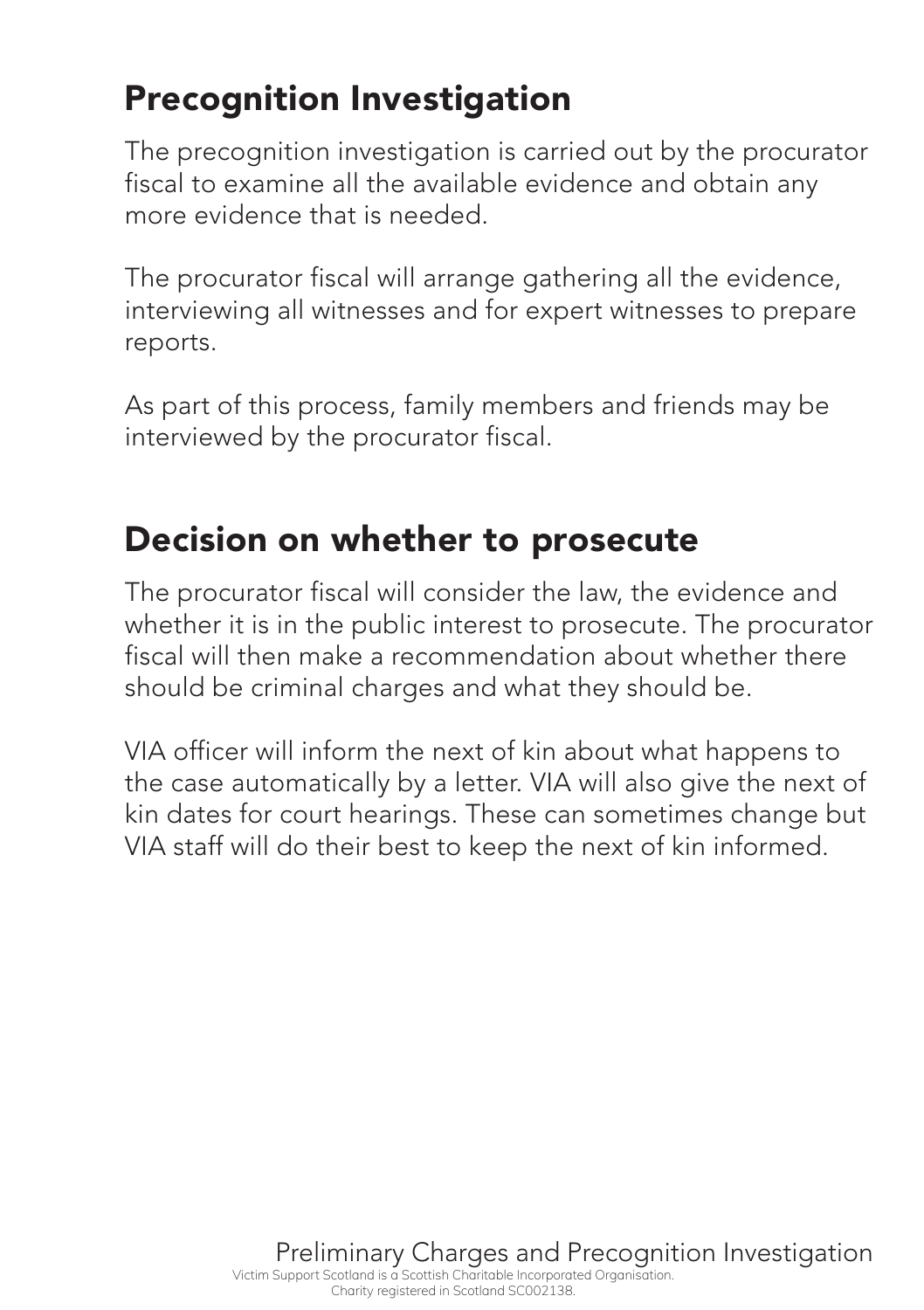## Precognition Investigation

The precognition investigation is carried out by the procurator fiscal to examine all the available evidence and obtain any more evidence that is needed.

The procurator fiscal will arrange gathering all the evidence, interviewing all witnesses and for expert witnesses to prepare reports.

As part of this process, family members and friends may be interviewed by the procurator fiscal.

## Decision on whether to prosecute

The procurator fiscal will consider the law, the evidence and whether it is in the public interest to prosecute. The procurator fiscal will then make a recommendation about whether there should be criminal charges and what they should be.

VIA officer will inform the next of kin about what happens to the case automatically by a letter. VIA will also give the next of kin dates for court hearings. These can sometimes change but VIA staff will do their best to keep the next of kin informed.